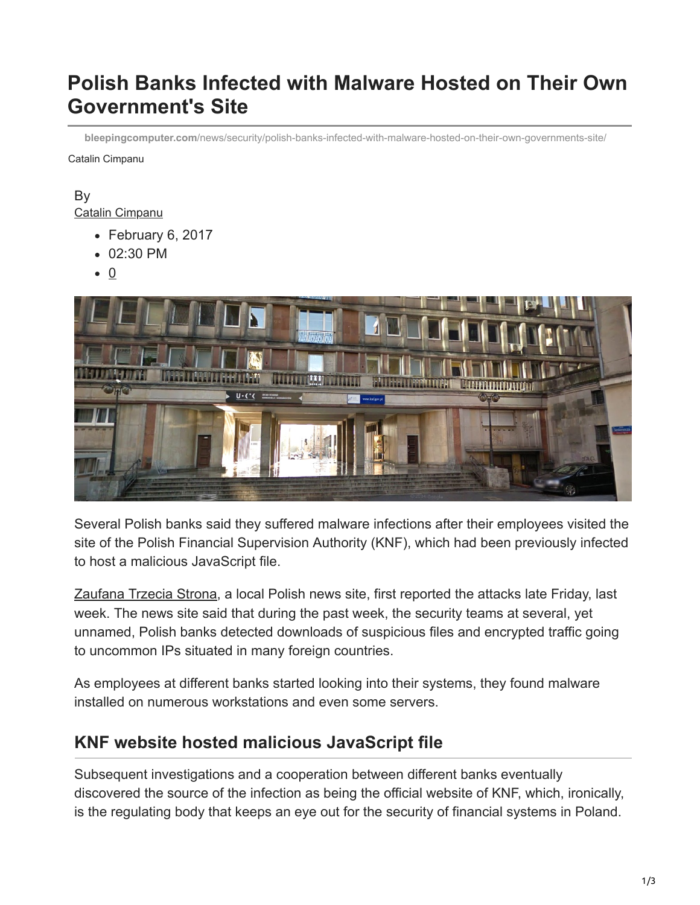# Polish Banks Infected with Malware Hosted on Their Own Government's Site

bleepingcomputer.com/news/security/polish-banks-infected-with-malware-hosted-on-their-own-governments-site/

Catalin Cimpanu

By
Catalin Cimpanu

- February 6, 2017
- 02:30 PM
- 0

Several Polish banks said they suffered malware infections after their employees visited the site of the Polish Financial Supervision Authority (KNF), which had been previously infected to host a malicious JavaScript file.

Zaufana Trzecia Strona, a local Polish news site, first reported the attacks late Friday, last week. The news site said that during the past week, the security teams at several, yet unnamed, Polish banks detected downloads of suspicious files and encrypted traffic going to uncommon IPs situated in many foreign countries.

As employees at different banks started looking into their systems, they found malware installed on numerous workstations and even some servers.

## KNF website hosted malicious JavaScript file

Subsequent investigations and a cooperation between different banks eventually discovered the source of the infection as being the official website of KNF, which, ironically, is the regulating body that keeps an eye out for the security of financial systems in Poland.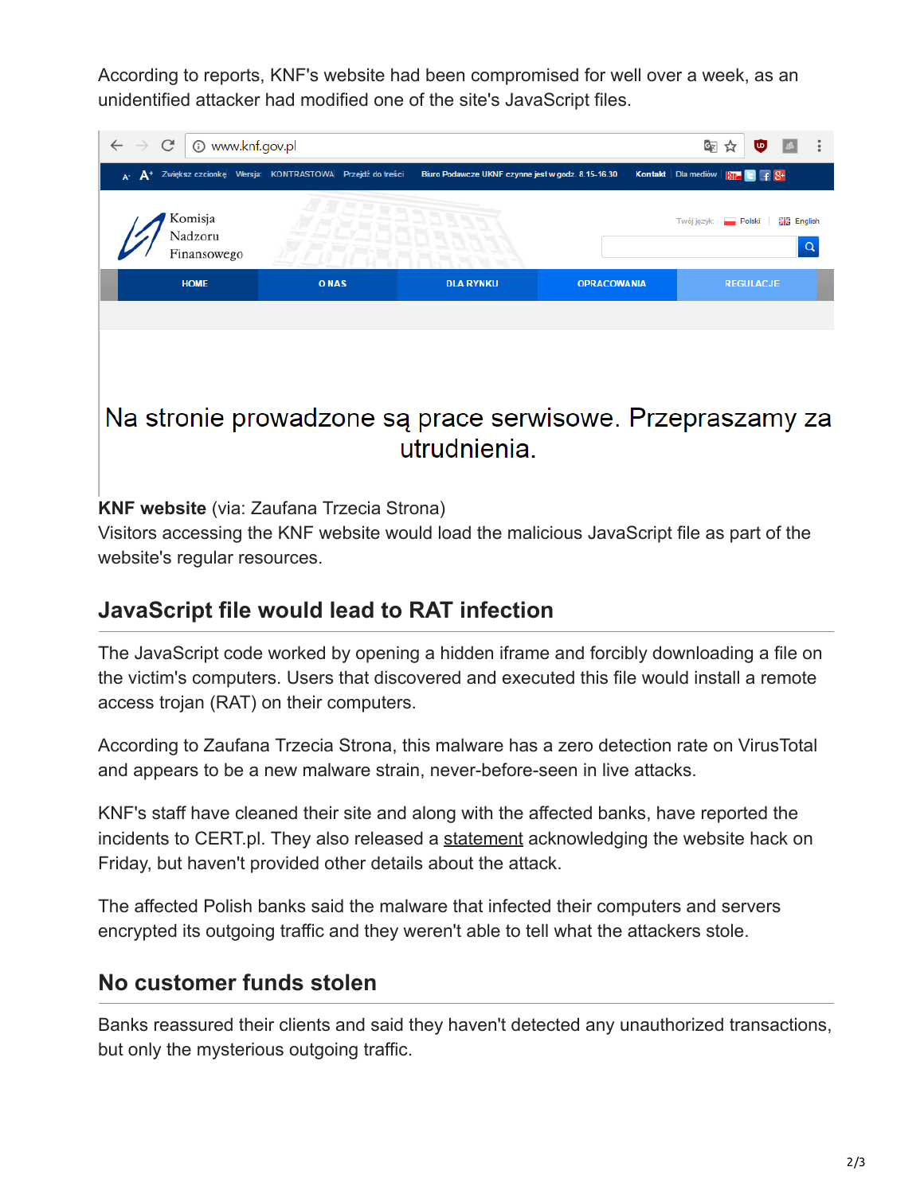According to reports, KNF's website had been compromised for well over a week, as an unidentified attacker had modified one of the site's JavaScript files.

**KNF website** (via: Zaufana Trzecia Strona)

Visitors accessing the KNF website would load the malicious JavaScript file as part of the website's regular resources.

## JavaScript file would lead to RAT infection

The JavaScript code worked by opening a hidden iframe and forcibly downloading a file on the victim's computers. Users that discovered and executed this file would install a remote access trojan (RAT) on their computers.

According to Zaufana Trzecia Strona, this malware has a zero detection rate on VirusTotal and appears to be a new malware strain, never-before-seen in live attacks.

KNF's staff have cleaned their site and along with the affected banks, have reported the incidents to CERT.pl. They also released a statement acknowledging the website hack on Friday, but haven't provided other details about the attack.

The affected Polish banks said the malware that infected their computers and servers encrypted its outgoing traffic and they weren't able to tell what the attackers stole.

## No customer funds stolen

Banks reassured their clients and said they haven't detected any unauthorized transactions, but only the mysterious outgoing traffic.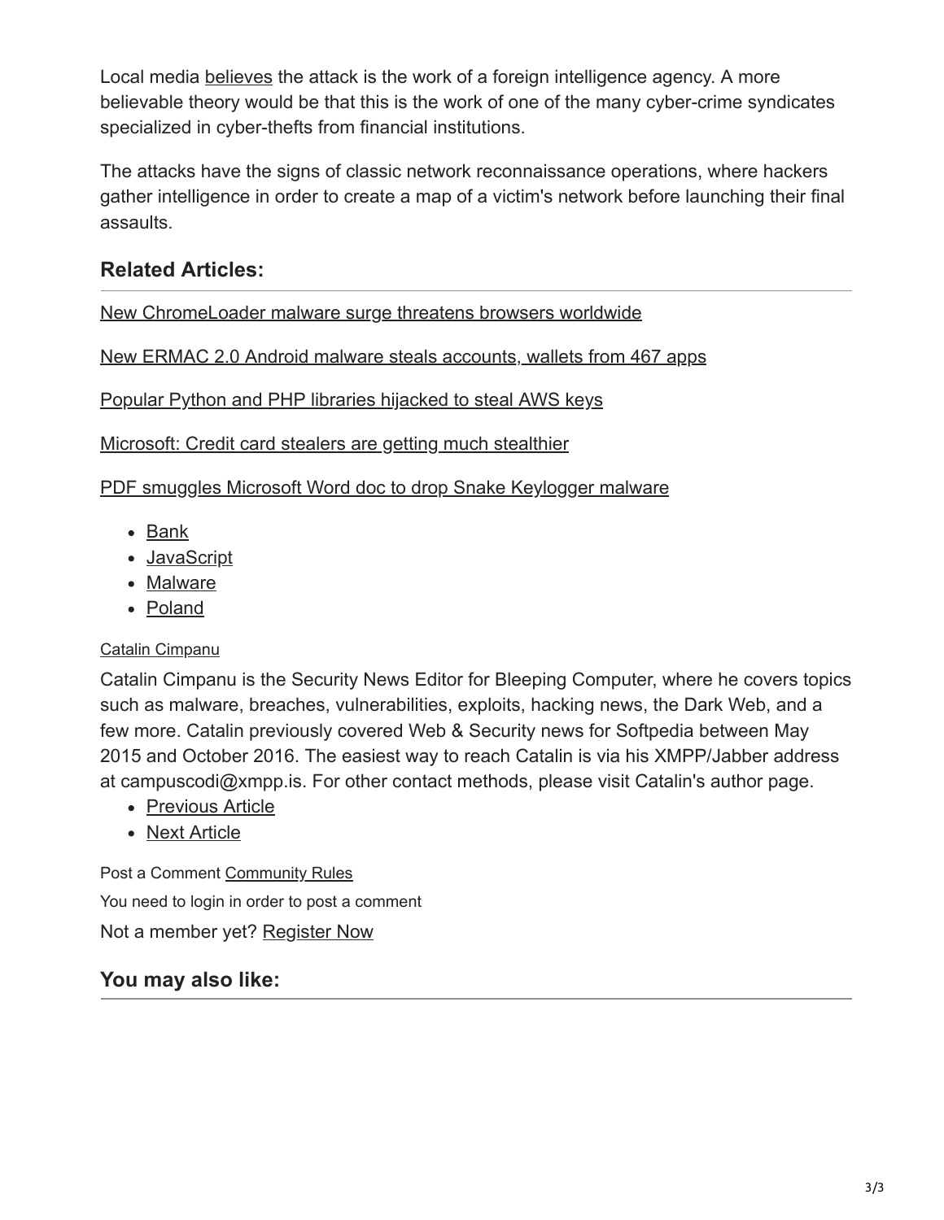Local media believes the attack is the work of a foreign intelligence agency. A more believable theory would be that this is the work of one of the many cyber-crime syndicates specialized in cyber-thefts from financial institutions.

The attacks have the signs of classic network reconnaissance operations, where hackers gather intelligence in order to create a map of a victim's network before launching their final assaults.

## Related Articles:

New ChromeLoader malware surge threatens browsers worldwide

New ERMAC 2.0 Android malware steals accounts, wallets from 467 apps

Popular Python and PHP libraries hijacked to steal AWS keys

Microsoft: Credit card stealers are getting much stealthier

PDF smuggles Microsoft Word doc to drop Snake Keylogger malware

- Bank
- JavaScript
- Malware
- Poland

Catalin Cimpanu

Catalin Cimpanu is the Security News Editor for Bleeping Computer, where he covers topics such as malware, breaches, vulnerabilities, exploits, hacking news, the Dark Web, and a few more. Catalin previously covered Web & Security news for Softpedia between May 2015 and October 2016. The easiest way to reach Catalin is via his XMPP/Jabber address at campuscodi@xmpp.is. For other contact methods, please visit Catalin's author page.

- Previous Article
- Next Article

Post a Comment Community Rules

You need to login in order to post a comment

Not a member yet? Register Now

## You may also like: